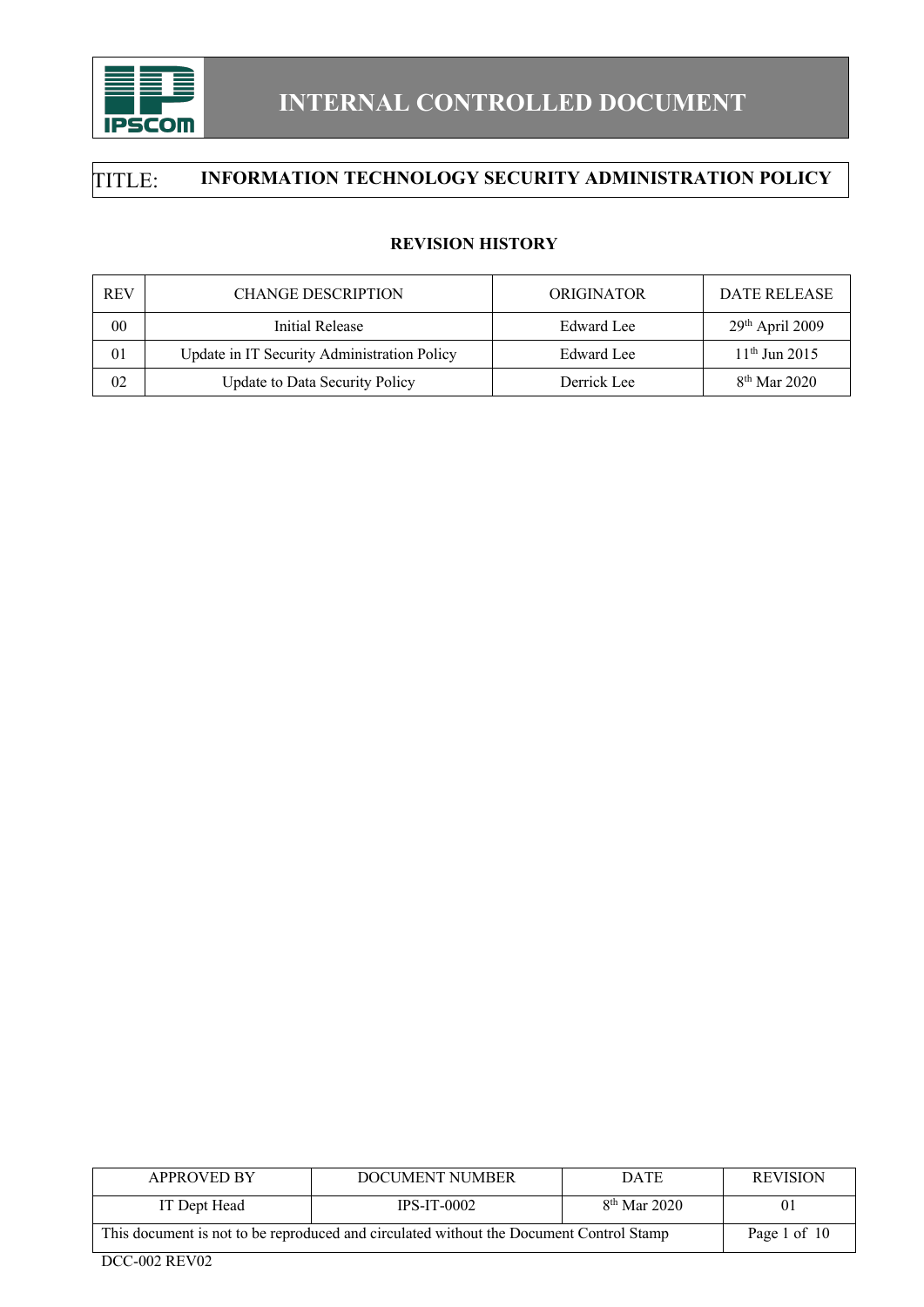# INTERNAL CONTROLLED DOCUMENT

**TITLE: INFORMATION TECHNOLOGY SECURITY ADMINISTRATION POLICY**

## REVISION HISTORY

| REV | CHANGE DESCRIPTION | ORIGINATOR | DATE RELEASE |
|---|---|---|---|
| 00 | Initial Release | Edward Lee | 29th April 2009 |
| 01 | Update in IT Security Administration Policy | Edward Lee | 11th Jun 2015 |
| 02 | Update to Data Security Policy | Derrick Lee | 8th Mar 2020 |

| APPROVED BY | DOCUMENT NUMBER | DATE | REVISION |
|---|---|---|---|
| IT Dept Head | IPS-IT-0002 | 8th Mar 2020 | 01 |

This document is not to be reproduced and circulated without the Document Control Stamp

DCC-002 REV02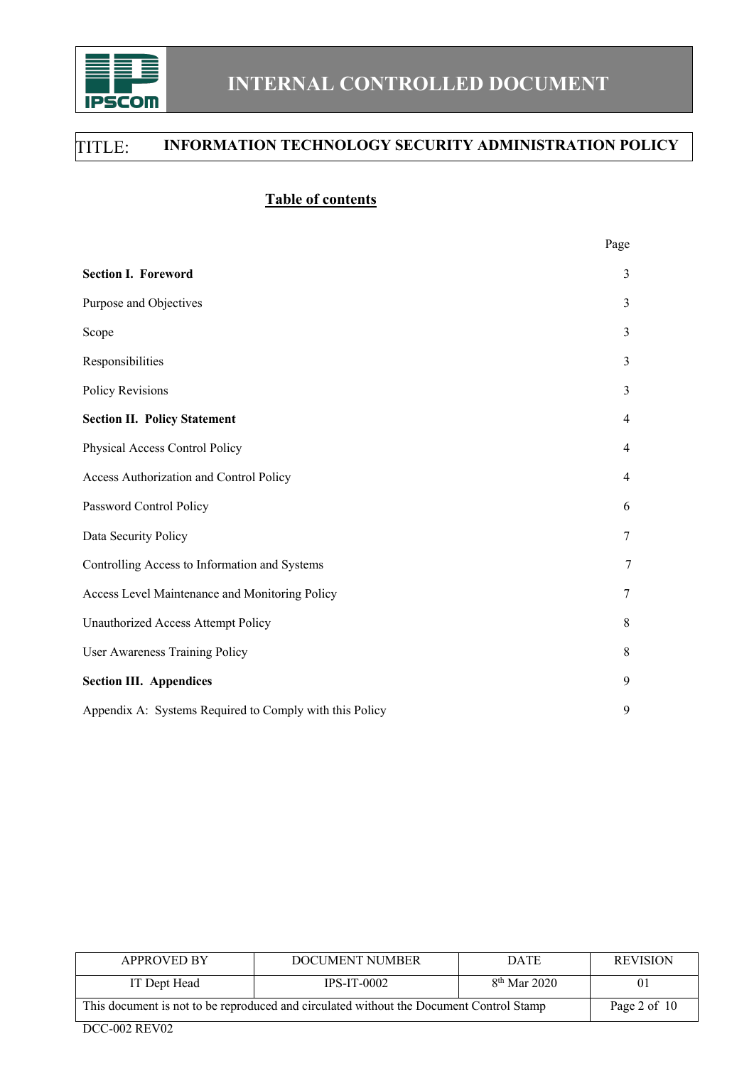TITLE: **INFORMATION TECHNOLOGY SECURITY ADMINISTRATION POLICY**

## Table of contents

| | Page |
|---|---|
| **Section I. Foreword** | 3 |
| Purpose and Objectives | 3 |
| Scope | 3 |
| Responsibilities | 3 |
| Policy Revisions | 3 |
| **Section II. Policy Statement** | 4 |
| Physical Access Control Policy | 4 |
| Access Authorization and Control Policy | 4 |
| Password Control Policy | 6 |
| Data Security Policy | 7 |
| Controlling Access to Information and Systems | 7 |
| Access Level Maintenance and Monitoring Policy | 7 |
| Unauthorized Access Attempt Policy | 8 |
| User Awareness Training Policy | 8 |
| **Section III. Appendices** | 9 |
| Appendix A: Systems Required to Comply with this Policy | 9 |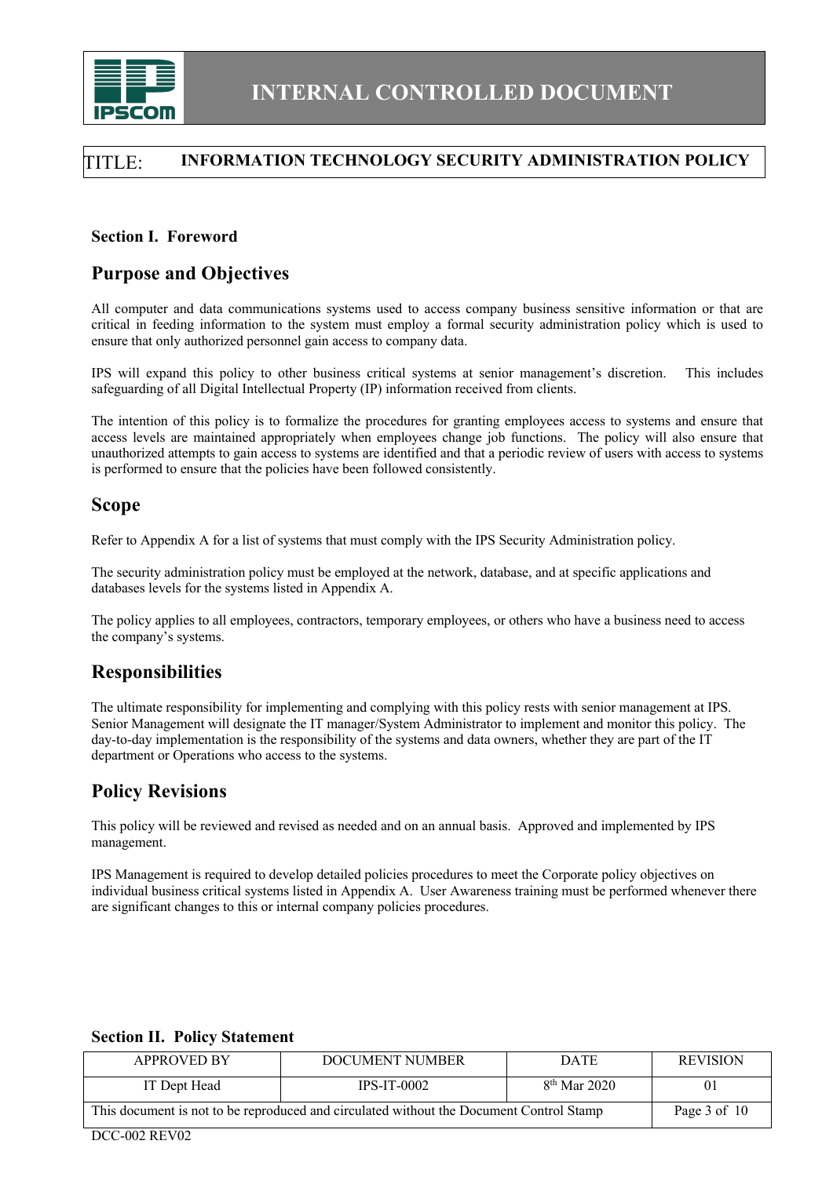## Section I. Foreword

## Purpose and Objectives

All computer and data communications systems used to access company business sensitive information or that are critical in feeding information to the system must employ a formal security administration policy which is used to ensure that only authorized personnel gain access to company data.

IPS will expand this policy to other business critical systems at senior management's discretion. This includes safeguarding of all Digital Intellectual Property (IP) information received from clients.

The intention of this policy is to formalize the procedures for granting employees access to systems and ensure that access levels are maintained appropriately when employees change job functions. The policy will also ensure that unauthorized attempts to gain access to systems are identified and that a periodic review of users with access to systems is performed to ensure that the policies have been followed consistently.

## Scope

Refer to Appendix A for a list of systems that must comply with the IPS Security Administration policy.

The security administration policy must be employed at the network, database, and at specific applications and databases levels for the systems listed in Appendix A.

The policy applies to all employees, contractors, temporary employees, or others who have a business need to access the company's systems.

## Responsibilities

The ultimate responsibility for implementing and complying with this policy rests with senior management at IPS. Senior Management will designate the IT manager/System Administrator to implement and monitor this policy. The day-to-day implementation is the responsibility of the systems and data owners, whether they are part of the IT department or Operations who access to the systems.

## Policy Revisions

This policy will be reviewed and revised as needed and on an annual basis. Approved and implemented by IPS management.

IPS Management is required to develop detailed policies procedures to meet the Corporate policy objectives on individual business critical systems listed in Appendix A. User Awareness training must be performed whenever there are significant changes to this or internal company policies procedures.

## Section II. Policy Statement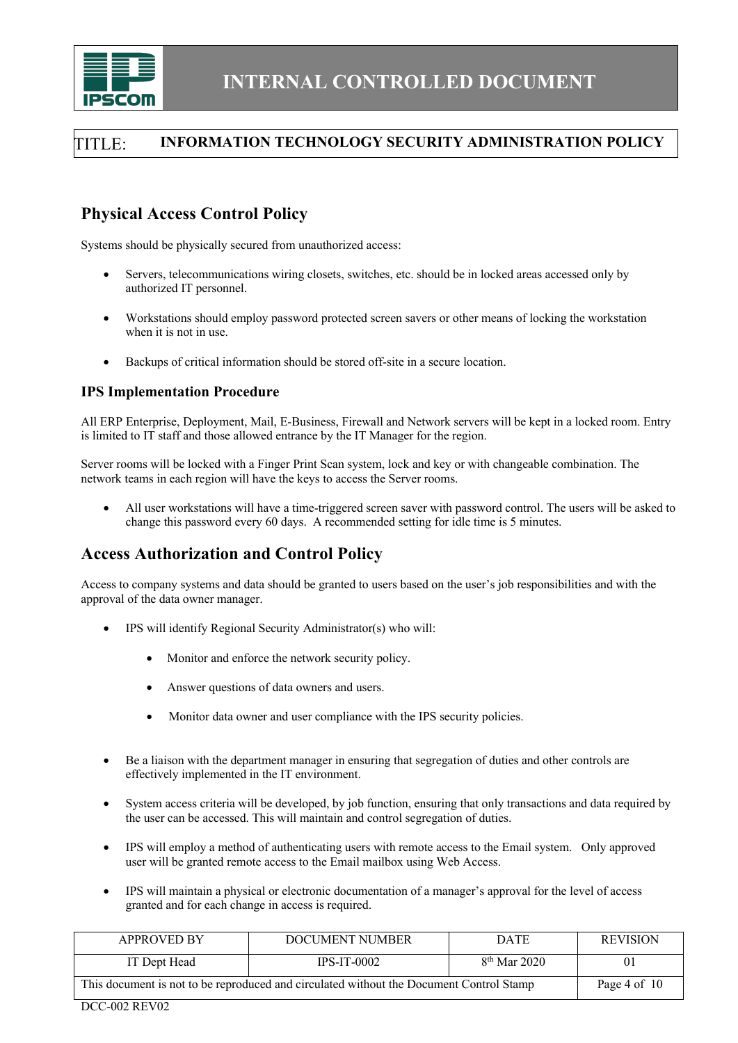## Physical Access Control Policy

Systems should be physically secured from unauthorized access:

- Servers, telecommunications wiring closets, switches, etc. should be in locked areas accessed only by authorized IT personnel.
- Workstations should employ password protected screen savers or other means of locking the workstation when it is not in use.
- Backups of critical information should be stored off-site in a secure location.

### IPS Implementation Procedure

All ERP Enterprise, Deployment, Mail, E-Business, Firewall and Network servers will be kept in a locked room. Entry is limited to IT staff and those allowed entrance by the IT Manager for the region.

Server rooms will be locked with a Finger Print Scan system, lock and key or with changeable combination. The network teams in each region will have the keys to access the Server rooms.

- All user workstations will have a time-triggered screen saver with password control. The users will be asked to change this password every 60 days. A recommended setting for idle time is 5 minutes.

## Access Authorization and Control Policy

Access to company systems and data should be granted to users based on the user's job responsibilities and with the approval of the data owner manager.

- IPS will identify Regional Security Administrator(s) who will:
  - Monitor and enforce the network security policy.
  - Answer questions of data owners and users.
  - Monitor data owner and user compliance with the IPS security policies.
- Be a liaison with the department manager in ensuring that segregation of duties and other controls are effectively implemented in the IT environment.
- System access criteria will be developed, by job function, ensuring that only transactions and data required by the user can be accessed. This will maintain and control segregation of duties.
- IPS will employ a method of authenticating users with remote access to the Email system. Only approved user will be granted remote access to the Email mailbox using Web Access.
- IPS will maintain a physical or electronic documentation of a manager's approval for the level of access granted and for each change in access is required.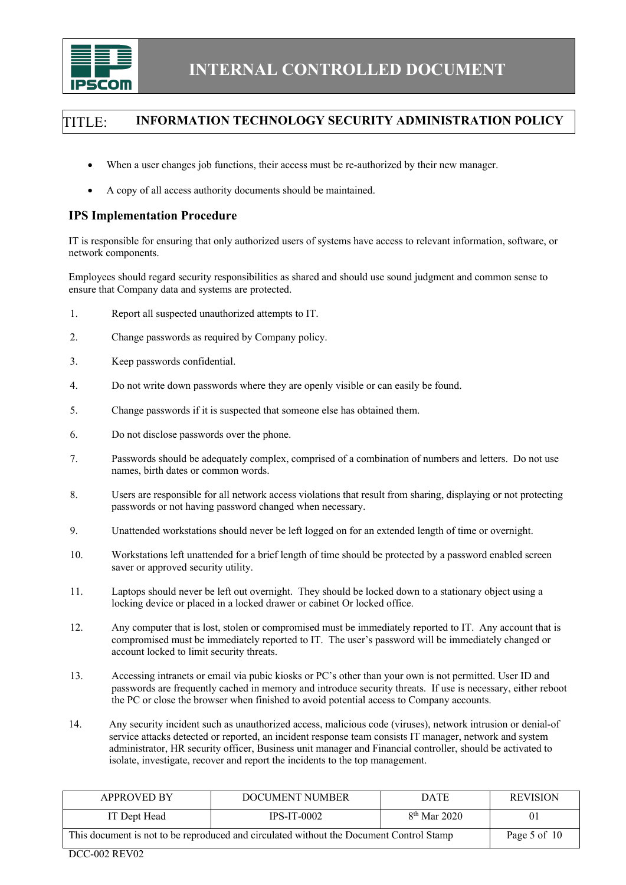- When a user changes job functions, their access must be re-authorized by their new manager.
- A copy of all access authority documents should be maintained.

## IPS Implementation Procedure

IT is responsible for ensuring that only authorized users of systems have access to relevant information, software, or network components.

Employees should regard security responsibilities as shared and should use sound judgment and common sense to ensure that Company data and systems are protected.

1. Report all suspected unauthorized attempts to IT.
2. Change passwords as required by Company policy.
3. Keep passwords confidential.
4. Do not write down passwords where they are openly visible or can easily be found.
5. Change passwords if it is suspected that someone else has obtained them.
6. Do not disclose passwords over the phone.
7. Passwords should be adequately complex, comprised of a combination of numbers and letters. Do not use names, birth dates or common words.
8. Users are responsible for all network access violations that result from sharing, displaying or not protecting passwords or not having password changed when necessary.
9. Unattended workstations should never be left logged on for an extended length of time or overnight.
10. Workstations left unattended for a brief length of time should be protected by a password enabled screen saver or approved security utility.
11. Laptops should never be left out overnight. They should be locked down to a stationary object using a locking device or placed in a locked drawer or cabinet Or locked office.
12. Any computer that is lost, stolen or compromised must be immediately reported to IT. Any account that is compromised must be immediately reported to IT. The user's password will be immediately changed or account locked to limit security threats.
13. Accessing intranets or email via pubic kiosks or PC's other than your own is not permitted. User ID and passwords are frequently cached in memory and introduce security threats. If use is necessary, either reboot the PC or close the browser when finished to avoid potential access to Company accounts.
14. Any security incident such as unauthorized access, malicious code (viruses), network intrusion or denial-of service attacks detected or reported, an incident response team consists IT manager, network and system administrator, HR security officer, Business unit manager and Financial controller, should be activated to isolate, investigate, recover and report the incidents to the top management.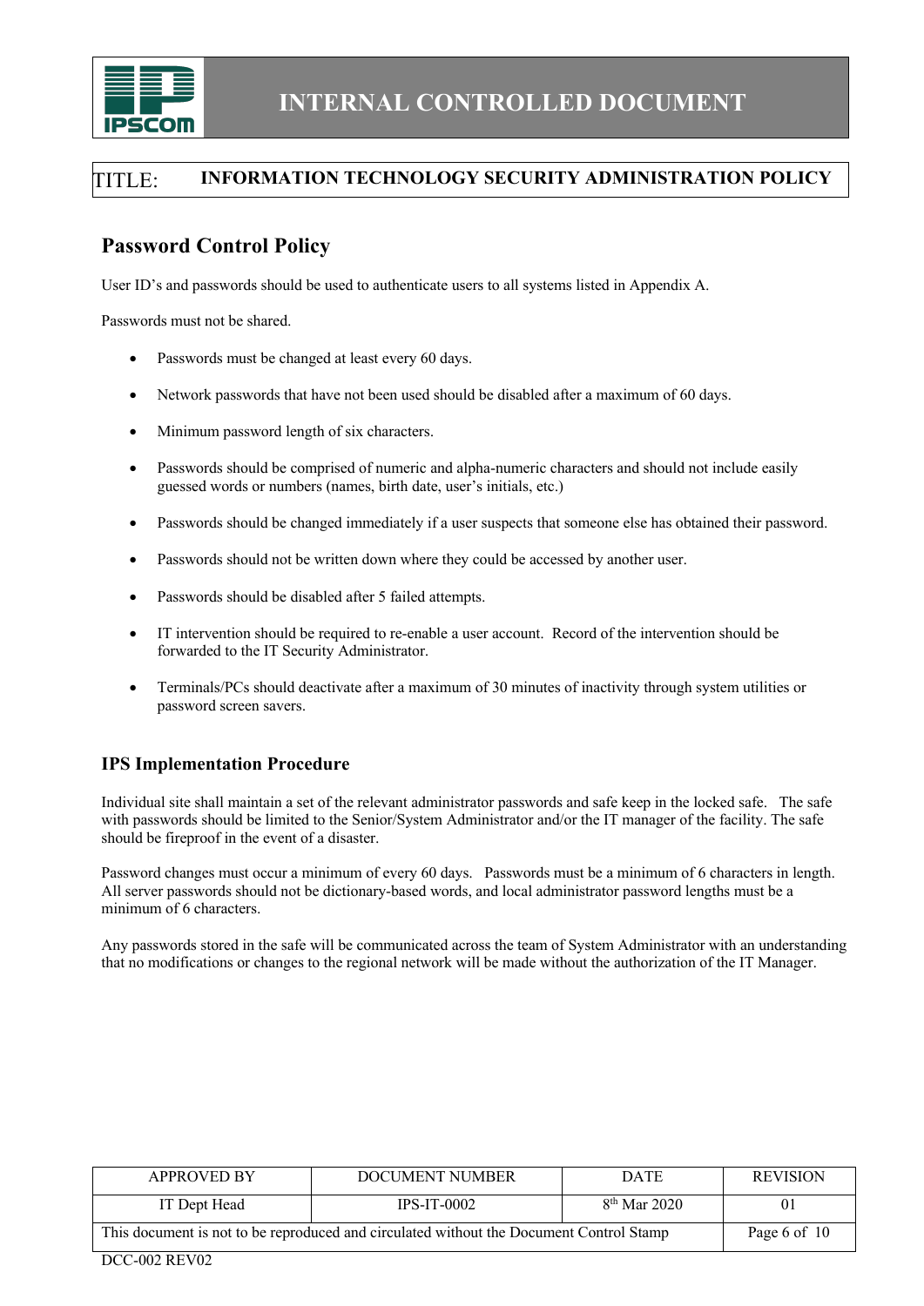## Password Control Policy

User ID's and passwords should be used to authenticate users to all systems listed in Appendix A.

Passwords must not be shared.

- Passwords must be changed at least every 60 days.
- Network passwords that have not been used should be disabled after a maximum of 60 days.
- Minimum password length of six characters.
- Passwords should be comprised of numeric and alpha-numeric characters and should not include easily guessed words or numbers (names, birth date, user's initials, etc.)
- Passwords should be changed immediately if a user suspects that someone else has obtained their password.
- Passwords should not be written down where they could be accessed by another user.
- Passwords should be disabled after 5 failed attempts.
- IT intervention should be required to re-enable a user account. Record of the intervention should be forwarded to the IT Security Administrator.
- Terminals/PCs should deactivate after a maximum of 30 minutes of inactivity through system utilities or password screen savers.

### IPS Implementation Procedure

Individual site shall maintain a set of the relevant administrator passwords and safe keep in the locked safe. The safe with passwords should be limited to the Senior/System Administrator and/or the IT manager of the facility. The safe should be fireproof in the event of a disaster.

Password changes must occur a minimum of every 60 days. Passwords must be a minimum of 6 characters in length. All server passwords should not be dictionary-based words, and local administrator password lengths must be a minimum of 6 characters.

Any passwords stored in the safe will be communicated across the team of System Administrator with an understanding that no modifications or changes to the regional network will be made without the authorization of the IT Manager.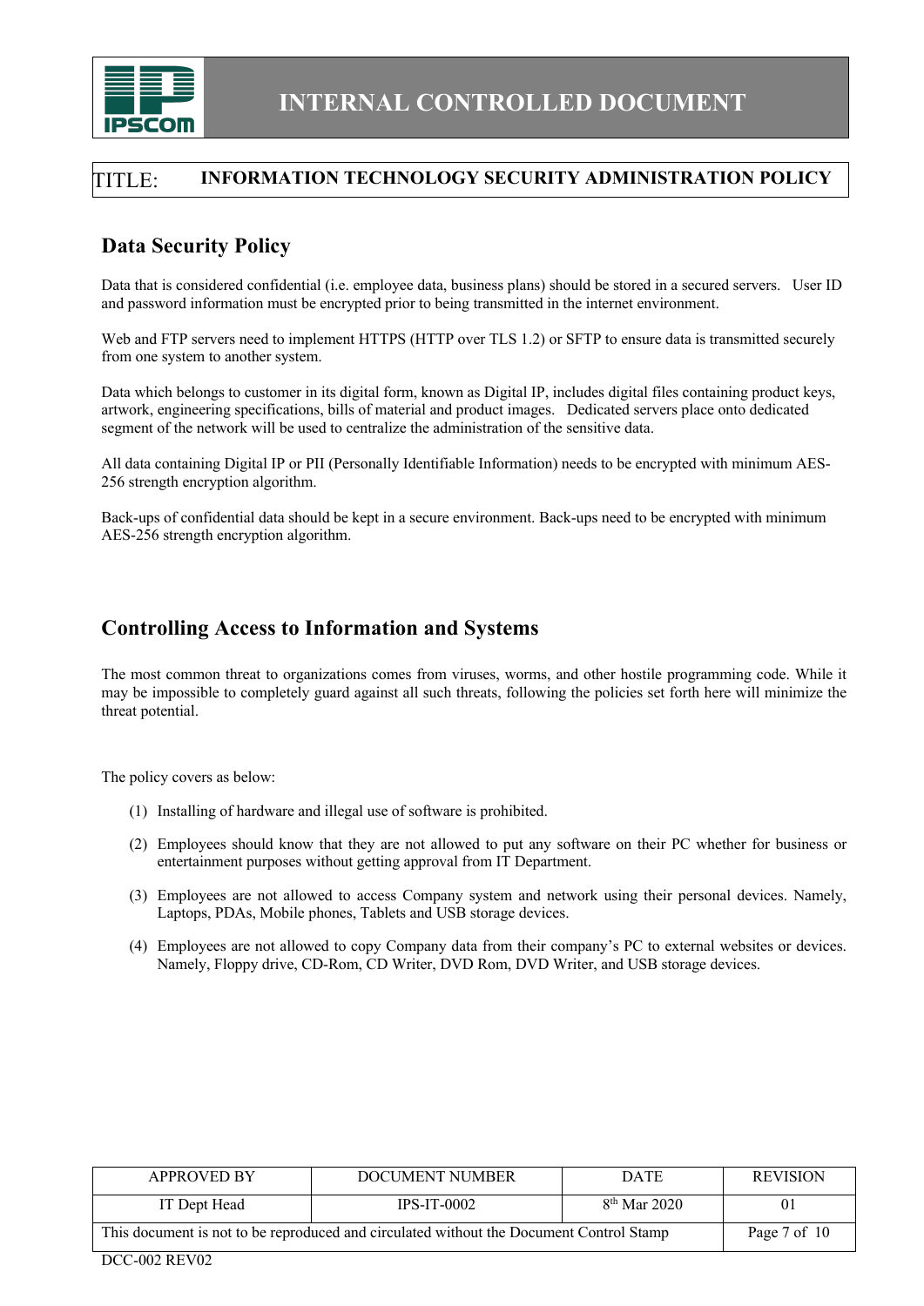## Data Security Policy

Data that is considered confidential (i.e. employee data, business plans) should be stored in a secured servers. User ID and password information must be encrypted prior to being transmitted in the internet environment.

Web and FTP servers need to implement HTTPS (HTTP over TLS 1.2) or SFTP to ensure data is transmitted securely from one system to another system.

Data which belongs to customer in its digital form, known as Digital IP, includes digital files containing product keys, artwork, engineering specifications, bills of material and product images. Dedicated servers place onto dedicated segment of the network will be used to centralize the administration of the sensitive data.

All data containing Digital IP or PII (Personally Identifiable Information) needs to be encrypted with minimum AES-256 strength encryption algorithm.

Back-ups of confidential data should be kept in a secure environment. Back-ups need to be encrypted with minimum AES-256 strength encryption algorithm.

## Controlling Access to Information and Systems

The most common threat to organizations comes from viruses, worms, and other hostile programming code. While it may be impossible to completely guard against all such threats, following the policies set forth here will minimize the threat potential.

The policy covers as below:

(1) Installing of hardware and illegal use of software is prohibited.

(2) Employees should know that they are not allowed to put any software on their PC whether for business or entertainment purposes without getting approval from IT Department.

(3) Employees are not allowed to access Company system and network using their personal devices. Namely, Laptops, PDAs, Mobile phones, Tablets and USB storage devices.

(4) Employees are not allowed to copy Company data from their company's PC to external websites or devices. Namely, Floppy drive, CD-Rom, CD Writer, DVD Rom, DVD Writer, and USB storage devices.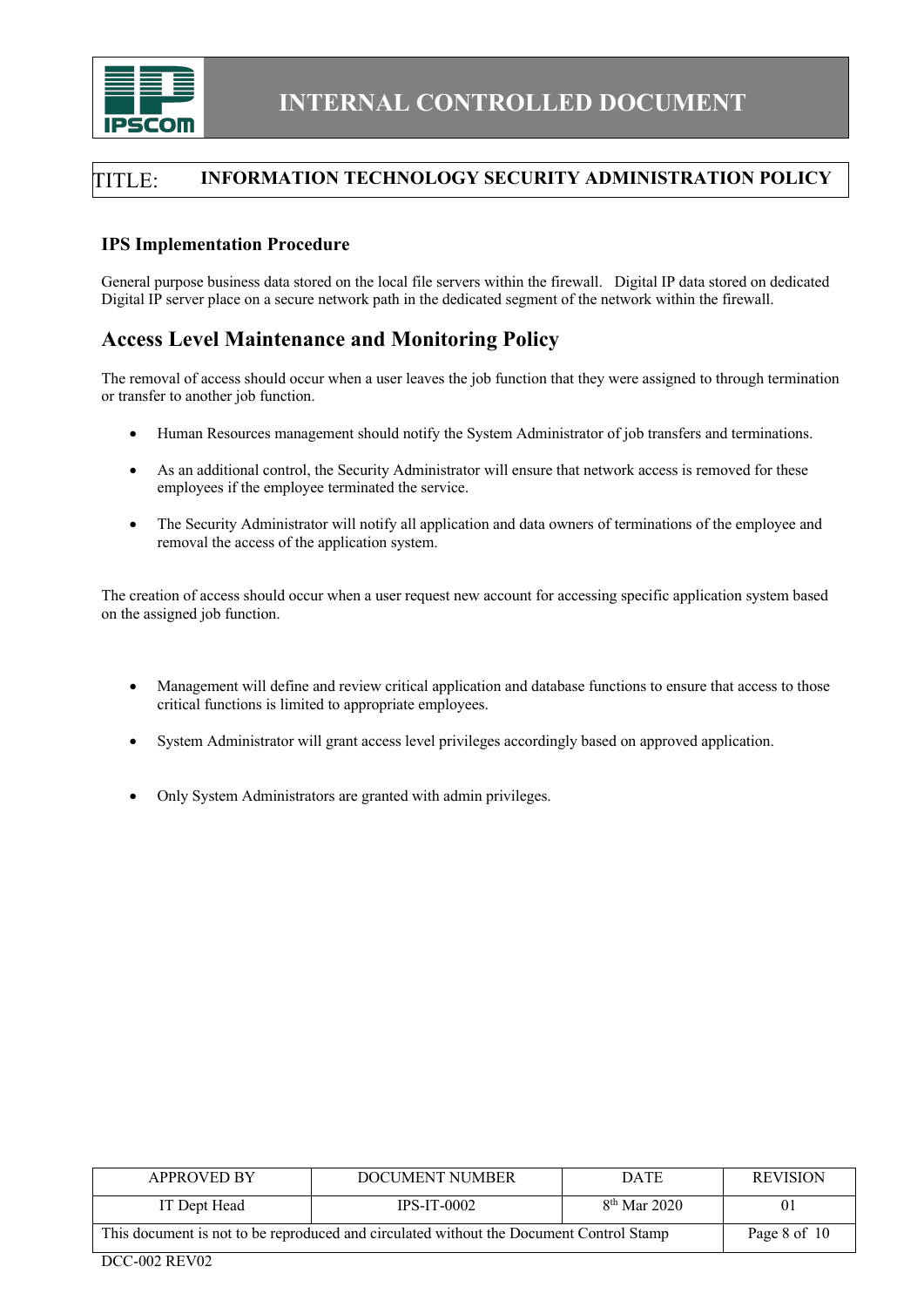### IPS Implementation Procedure

General purpose business data stored on the local file servers within the firewall. Digital IP data stored on dedicated Digital IP server place on a secure network path in the dedicated segment of the network within the firewall.

## Access Level Maintenance and Monitoring Policy

The removal of access should occur when a user leaves the job function that they were assigned to through termination or transfer to another job function.

- Human Resources management should notify the System Administrator of job transfers and terminations.
- As an additional control, the Security Administrator will ensure that network access is removed for these employees if the employee terminated the service.
- The Security Administrator will notify all application and data owners of terminations of the employee and removal the access of the application system.

The creation of access should occur when a user request new account for accessing specific application system based on the assigned job function.

- Management will define and review critical application and database functions to ensure that access to those critical functions is limited to appropriate employees.
- System Administrator will grant access level privileges accordingly based on approved application.
- Only System Administrators are granted with admin privileges.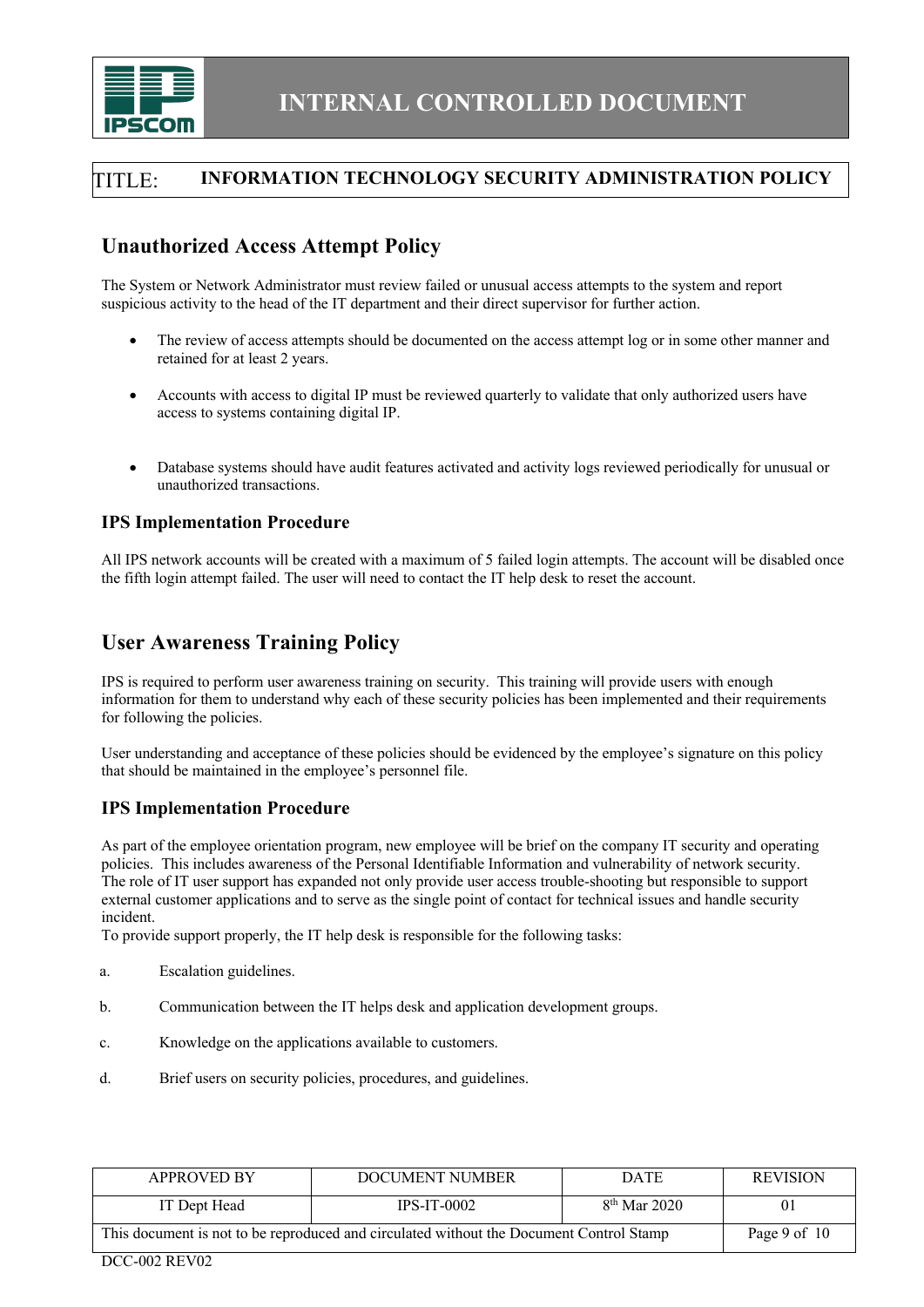## Unauthorized Access Attempt Policy

The System or Network Administrator must review failed or unusual access attempts to the system and report suspicious activity to the head of the IT department and their direct supervisor for further action.

- The review of access attempts should be documented on the access attempt log or in some other manner and retained for at least 2 years.
- Accounts with access to digital IP must be reviewed quarterly to validate that only authorized users have access to systems containing digital IP.
- Database systems should have audit features activated and activity logs reviewed periodically for unusual or unauthorized transactions.

### IPS Implementation Procedure

All IPS network accounts will be created with a maximum of 5 failed login attempts. The account will be disabled once the fifth login attempt failed. The user will need to contact the IT help desk to reset the account.

## User Awareness Training Policy

IPS is required to perform user awareness training on security. This training will provide users with enough information for them to understand why each of these security policies has been implemented and their requirements for following the policies.

User understanding and acceptance of these policies should be evidenced by the employee's signature on this policy that should be maintained in the employee's personnel file.

### IPS Implementation Procedure

As part of the employee orientation program, new employee will be brief on the company IT security and operating policies. This includes awareness of the Personal Identifiable Information and vulnerability of network security. The role of IT user support has expanded not only provide user access trouble-shooting but responsible to support external customer applications and to serve as the single point of contact for technical issues and handle security incident.
To provide support properly, the IT help desk is responsible for the following tasks:

a. Escalation guidelines.

b. Communication between the IT helps desk and application development groups.

c. Knowledge on the applications available to customers.

d. Brief users on security policies, procedures, and guidelines.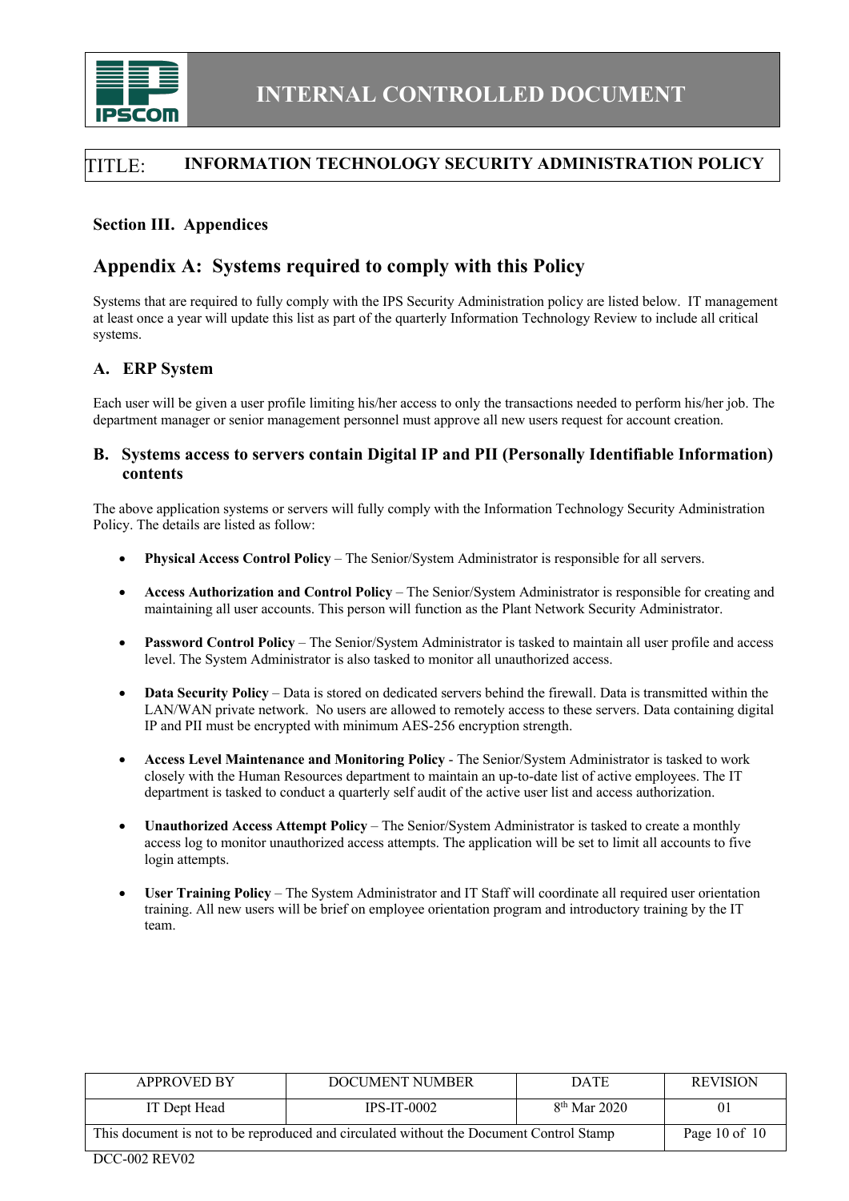## Section III. Appendices

# Appendix A: Systems required to comply with this Policy

Systems that are required to fully comply with the IPS Security Administration policy are listed below. IT management at least once a year will update this list as part of the quarterly Information Technology Review to include all critical systems.

### A. ERP System

Each user will be given a user profile limiting his/her access to only the transactions needed to perform his/her job. The department manager or senior management personnel must approve all new users request for account creation.

### B. Systems access to servers contain Digital IP and PII (Personally Identifiable Information) contents

The above application systems or servers will fully comply with the Information Technology Security Administration Policy. The details are listed as follow:

- **Physical Access Control Policy** – The Senior/System Administrator is responsible for all servers.
- **Access Authorization and Control Policy** – The Senior/System Administrator is responsible for creating and maintaining all user accounts. This person will function as the Plant Network Security Administrator.
- **Password Control Policy** – The Senior/System Administrator is tasked to maintain all user profile and access level. The System Administrator is also tasked to monitor all unauthorized access.
- **Data Security Policy** – Data is stored on dedicated servers behind the firewall. Data is transmitted within the LAN/WAN private network. No users are allowed to remotely access to these servers. Data containing digital IP and PII must be encrypted with minimum AES-256 encryption strength.
- **Access Level Maintenance and Monitoring Policy** - The Senior/System Administrator is tasked to work closely with the Human Resources department to maintain an up-to-date list of active employees. The IT department is tasked to conduct a quarterly self audit of the active user list and access authorization.
- **Unauthorized Access Attempt Policy** – The Senior/System Administrator is tasked to create a monthly access log to monitor unauthorized access attempts. The application will be set to limit all accounts to five login attempts.
- **User Training Policy** – The System Administrator and IT Staff will coordinate all required user orientation training. All new users will be brief on employee orientation program and introductory training by the IT team.